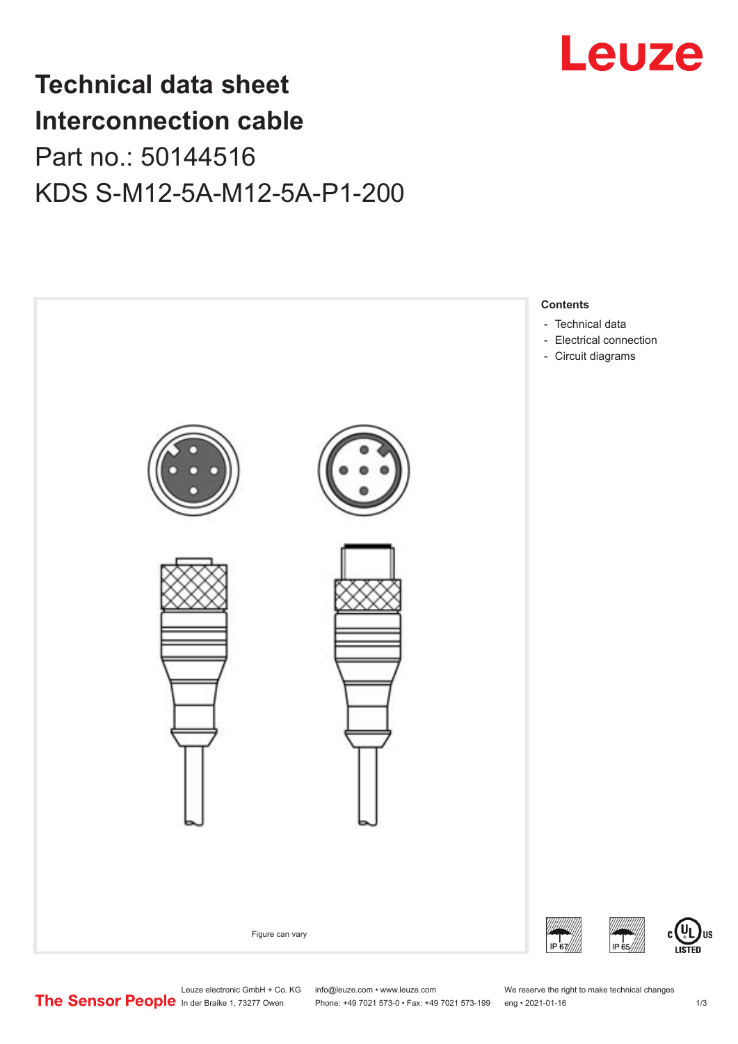# Technical data sheet

# Interconnection cable

Part no.: 50144516

KDS S-M12-5A-M12-5A-P1-200

Figure can vary

**Contents**

- Technical data
- Electrical connection
- Circuit diagrams

Leuze electronic GmbH + Co. KG
In der Braike 1, 73277 Owen

info@leuze.com • www.leuze.com
Phone: +49 7021 573-0 • Fax: +49 7021 573-199

We reserve the right to make technical changes
eng • 2021-01-16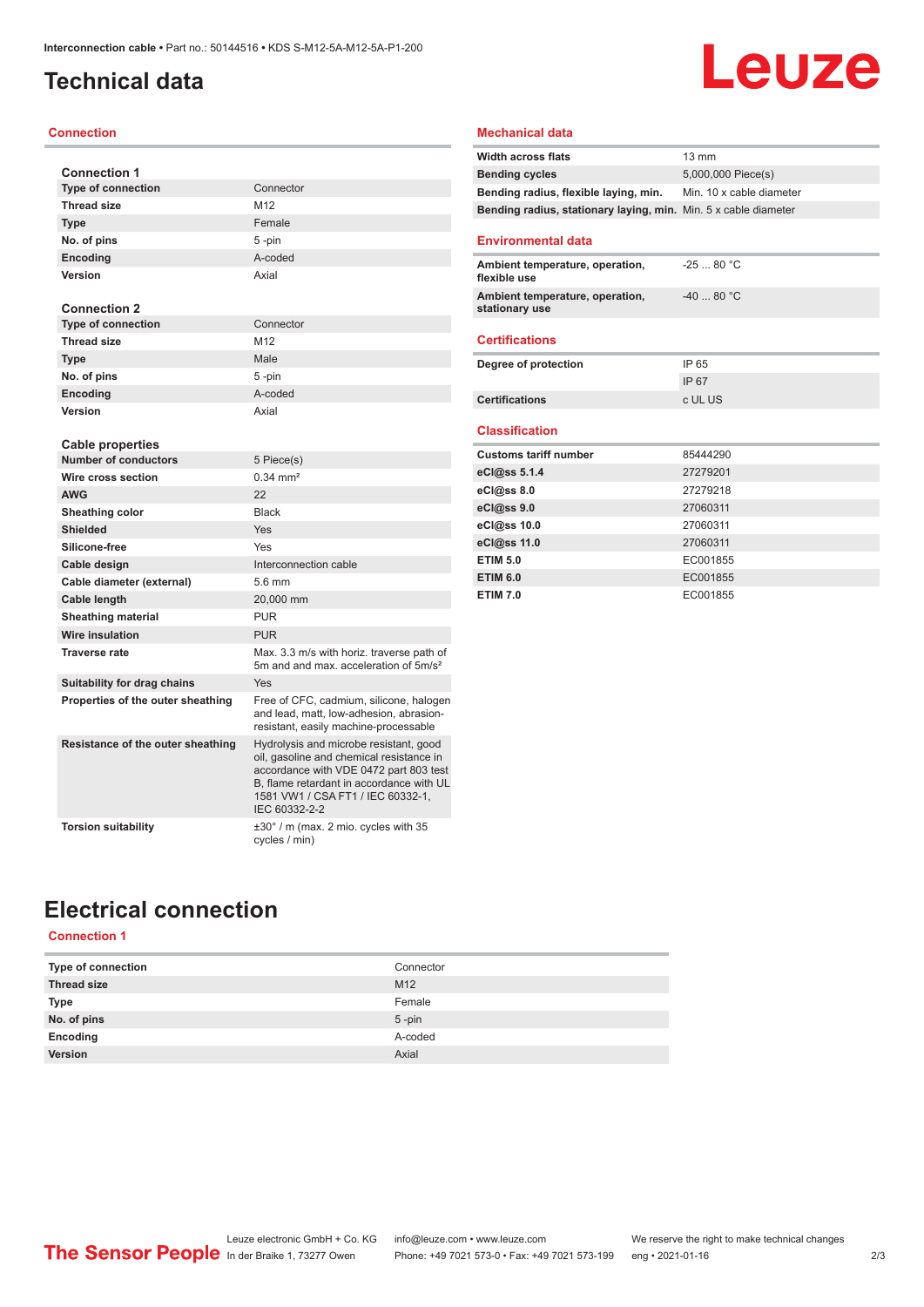# Technical data

## Connection

### Connection 1

| | |
|---|---|
| **Type of connection** | Connector |
| **Thread size** | M12 |
| **Type** | Female |
| **No. of pins** | 5 -pin |
| **Encoding** | A-coded |
| **Version** | Axial |

### Connection 2

| | |
|---|---|
| **Type of connection** | Connector |
| **Thread size** | M12 |
| **Type** | Male |
| **No. of pins** | 5 -pin |
| **Encoding** | A-coded |
| **Version** | Axial |

### Cable properties

| | |
|---|---|
| **Number of conductors** | 5 Piece(s) |
| **Wire cross section** | 0.34 mm² |
| **AWG** | 22 |
| **Sheathing color** | Black |
| **Shielded** | Yes |
| **Silicone-free** | Yes |
| **Cable design** | Interconnection cable |
| **Cable diameter (external)** | 5.6 mm |
| **Cable length** | 20,000 mm |
| **Sheathing material** | PUR |
| **Wire insulation** | PUR |
| **Traverse rate** | Max. 3.3 m/s with horiz. traverse path of 5m and and max. acceleration of 5m/s² |
| **Suitability for drag chains** | Yes |
| **Properties of the outer sheathing** | Free of CFC, cadmium, silicone, halogen and lead, matt, low-adhesion, abrasion-resistant, easily machine-processable |
| **Resistance of the outer sheathing** | Hydrolysis and microbe resistant, good oil, gasoline and chemical resistance in accordance with VDE 0472 part 803 test B, flame retardant in accordance with UL 1581 VW1 / CSA FT1 / IEC 60332-1, IEC 60332-2-2 |
| **Torsion suitability** | ±30° / m (max. 2 mio. cycles with 35 cycles / min) |

## Mechanical data

| | |
|---|---|
| **Width across flats** | 13 mm |
| **Bending cycles** | 5,000,000 Piece(s) |
| **Bending radius, flexible laying, min.** | Min. 10 x cable diameter |
| **Bending radius, stationary laying, min.** | Min. 5 x cable diameter |

## Environmental data

| | |
|---|---|
| **Ambient temperature, operation, flexible use** | -25 ... 80 °C |
| **Ambient temperature, operation, stationary use** | -40 ... 80 °C |

## Certifications

| | |
|---|---|
| **Degree of protection** | IP 65 |
| | IP 67 |
| **Certifications** | c UL US |

## Classification

| | |
|---|---|
| **Customs tariff number** | 85444290 |
| **eCl@ss 5.1.4** | 27279201 |
| **eCl@ss 8.0** | 27279218 |
| **eCl@ss 9.0** | 27060311 |
| **eCl@ss 10.0** | 27060311 |
| **eCl@ss 11.0** | 27060311 |
| **ETIM 5.0** | EC001855 |
| **ETIM 6.0** | EC001855 |
| **ETIM 7.0** | EC001855 |

# Electrical connection

## Connection 1

| | |
|---|---|
| **Type of connection** | Connector |
| **Thread size** | M12 |
| **Type** | Female |
| **No. of pins** | 5 -pin |
| **Encoding** | A-coded |
| **Version** | Axial |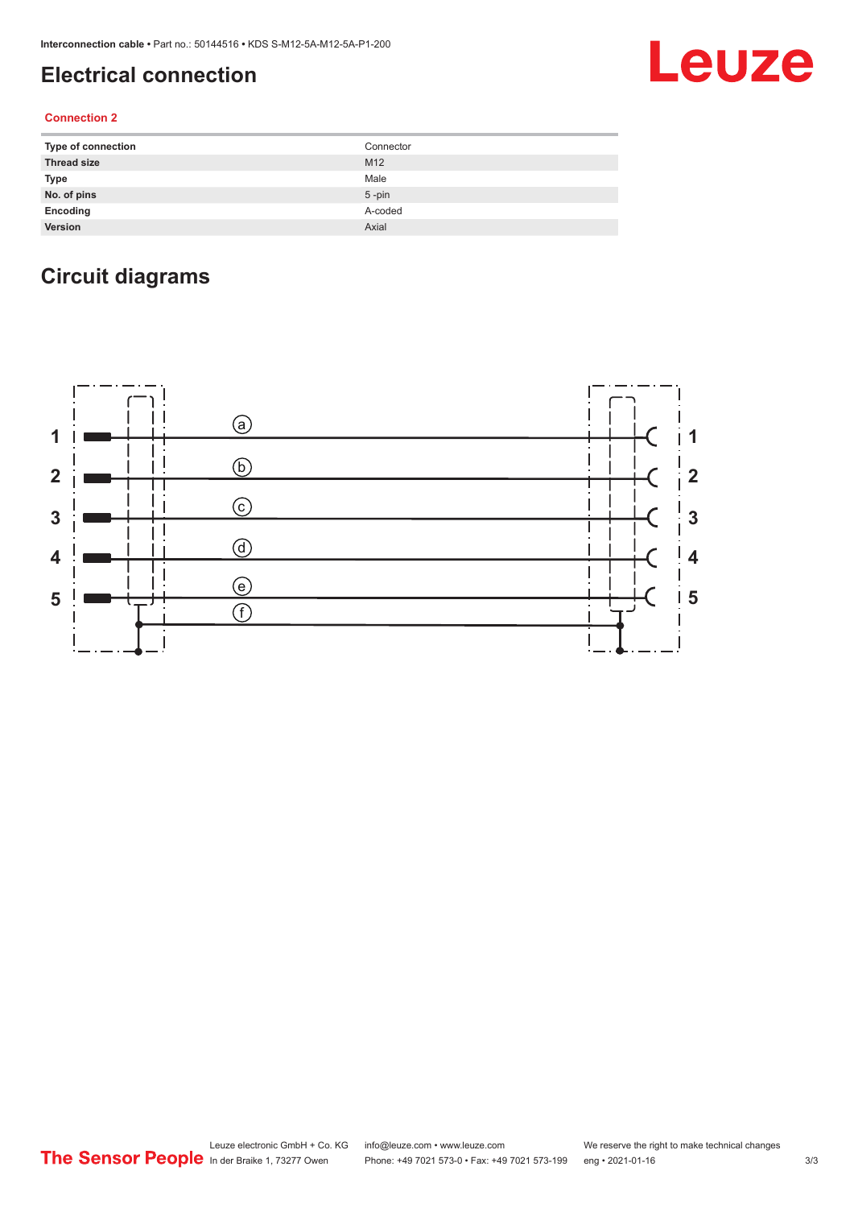# Electrical connection

### Connection 2

| | |
|---|---|
| **Type of connection** | Connector |
| **Thread size** | M12 |
| **Type** | Male |
| **No. of pins** | 5 -pin |
| **Encoding** | A-coded |
| **Version** | Axial |

# Circuit diagrams

1
2
3
4
5
a
b
c
d
e
f
1
2
3
4
5